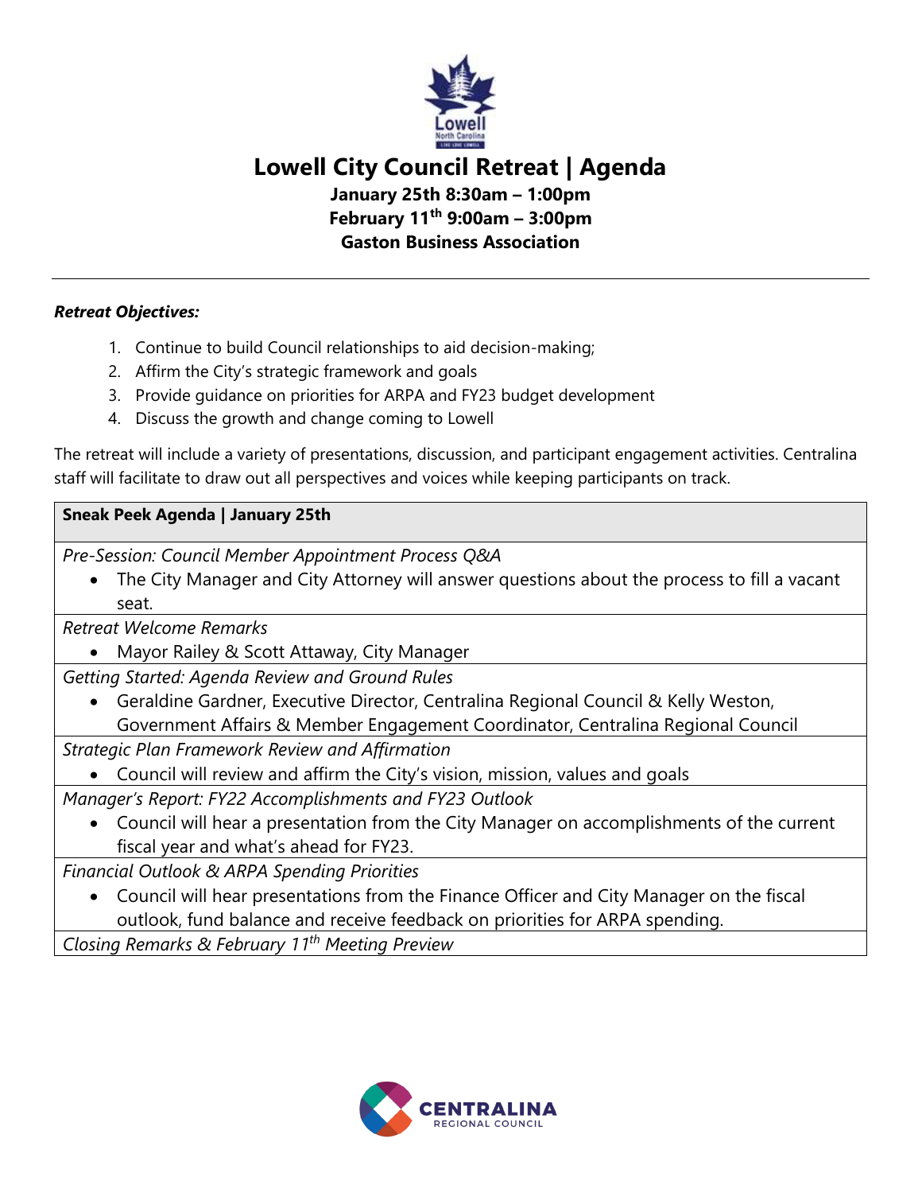# Lowell City Council Retreat | Agenda

**January 25th 8:30am – 1:00pm**
**February 11th 9:00am – 3:00pm**
**Gaston Business Association**

---

***Retreat Objectives:***

1. Continue to build Council relationships to aid decision-making;
2. Affirm the City's strategic framework and goals
3. Provide guidance on priorities for ARPA and FY23 budget development
4. Discuss the growth and change coming to Lowell

The retreat will include a variety of presentations, discussion, and participant engagement activities. Centralina staff will facilitate to draw out all perspectives and voices while keeping participants on track.

| **Sneak Peek Agenda \| January 25th** |
|---|
| *Pre-Session: Council Member Appointment Process Q&A*<br>• The City Manager and City Attorney will answer questions about the process to fill a vacant seat. |
| *Retreat Welcome Remarks*<br>• Mayor Railey & Scott Attaway, City Manager |
| *Getting Started: Agenda Review and Ground Rules*<br>• Geraldine Gardner, Executive Director, Centralina Regional Council & Kelly Weston, Government Affairs & Member Engagement Coordinator, Centralina Regional Council |
| *Strategic Plan Framework Review and Affirmation*<br>• Council will review and affirm the City's vision, mission, values and goals |
| *Manager's Report: FY22 Accomplishments and FY23 Outlook*<br>• Council will hear a presentation from the City Manager on accomplishments of the current fiscal year and what's ahead for FY23. |
| *Financial Outlook & ARPA Spending Priorities*<br>• Council will hear presentations from the Finance Officer and City Manager on the fiscal outlook, fund balance and receive feedback on priorities for ARPA spending. |
| *Closing Remarks & February 11th Meeting Preview* |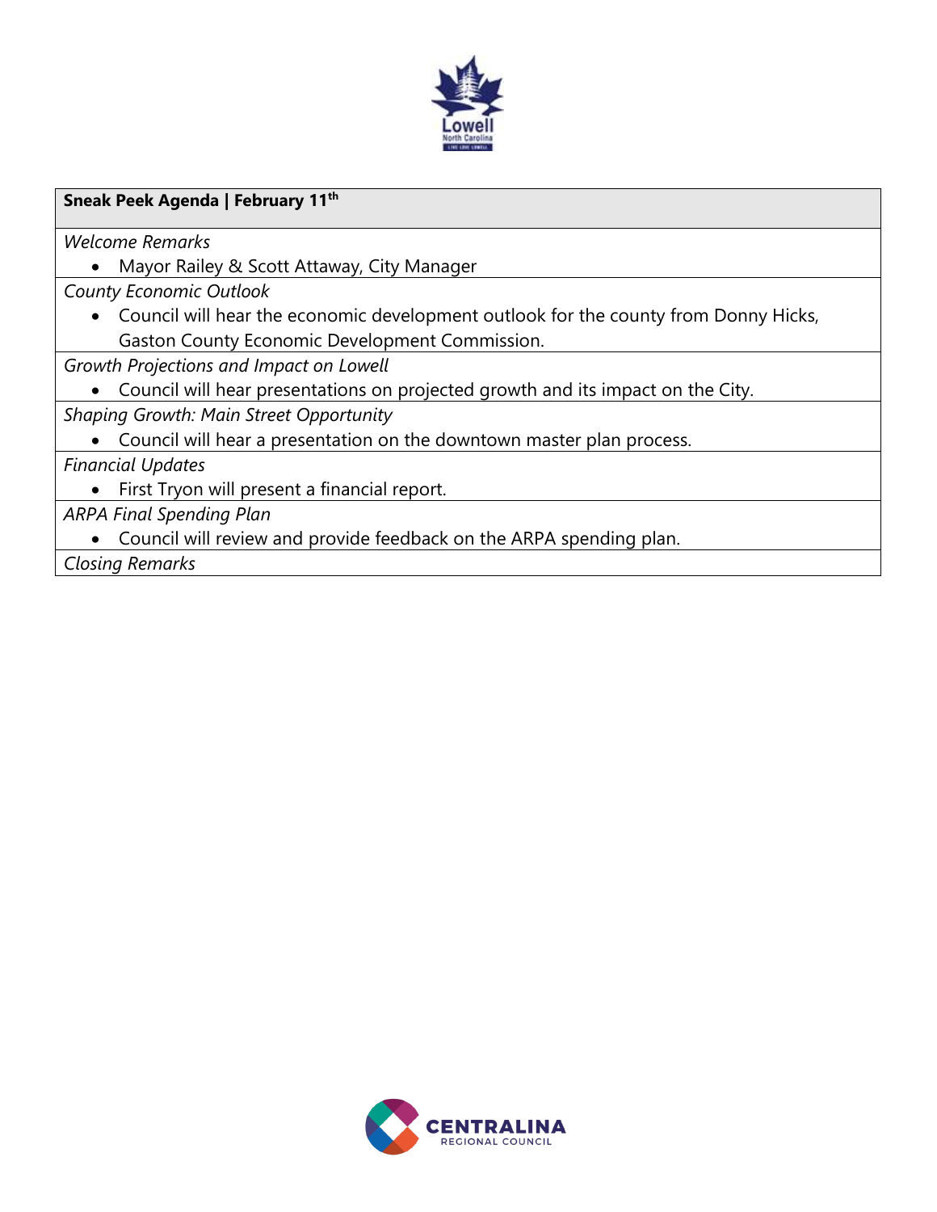**Sneak Peek Agenda | February 11th**

*Welcome Remarks*

- Mayor Railey & Scott Attaway, City Manager

*County Economic Outlook*

- Council will hear the economic development outlook for the county from Donny Hicks, Gaston County Economic Development Commission.

*Growth Projections and Impact on Lowell*

- Council will hear presentations on projected growth and its impact on the City.

*Shaping Growth: Main Street Opportunity*

- Council will hear a presentation on the downtown master plan process.

*Financial Updates*

- First Tryon will present a financial report.

*ARPA Final Spending Plan*

- Council will review and provide feedback on the ARPA spending plan.

*Closing Remarks*